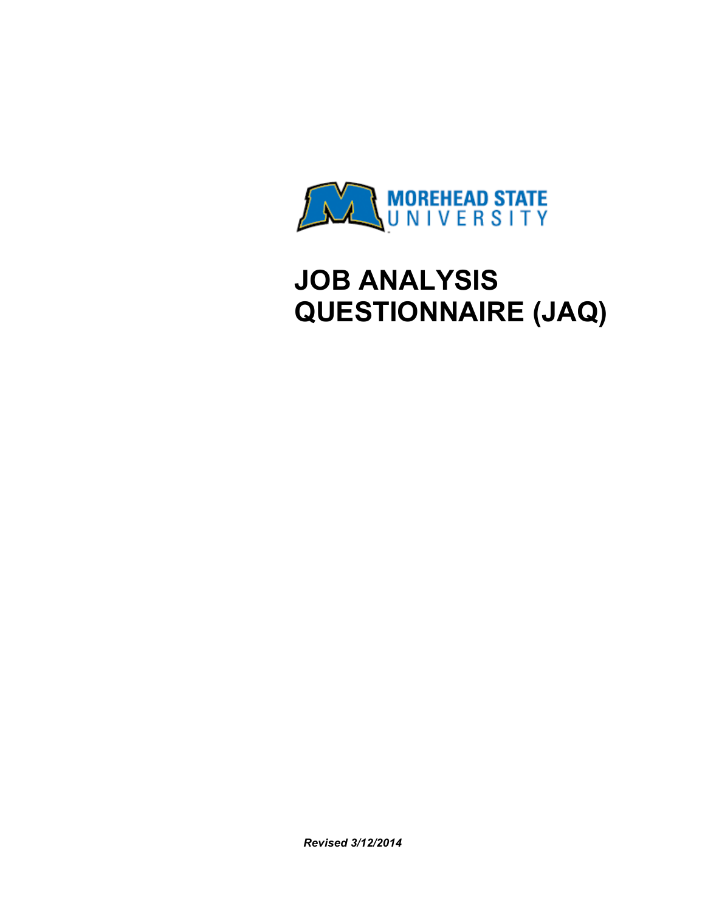MOREHEAD STATE UNIVERSITY

# JOB ANALYSIS QUESTIONNAIRE (JAQ)

***Revised 3/12/2014***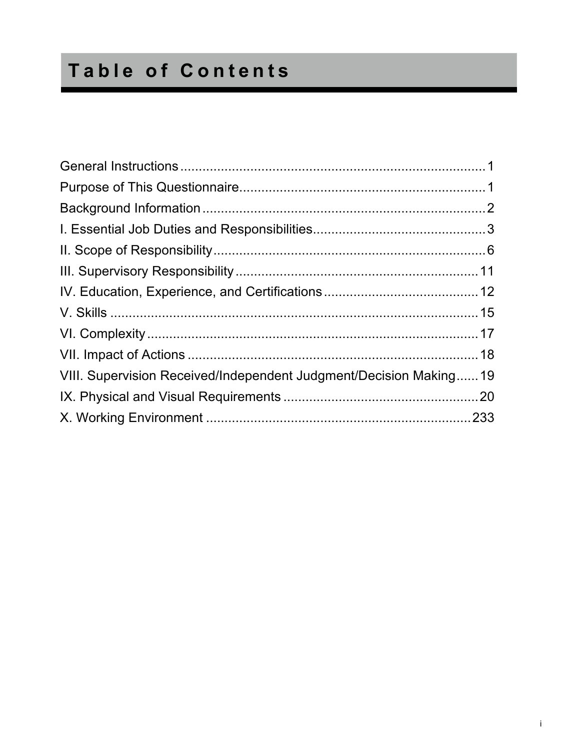# Table of Contents

General Instructions .................................................................................. 1
Purpose of This Questionnaire.................................................................. 1
Background Information ............................................................................ 2
I. Essential Job Duties and Responsibilities............................................... 3
II. Scope of Responsibility........................................................................... 6
III. Supervisory Responsibility .................................................................. 11
IV. Education, Experience, and Certifications .......................................... 12
V. Skills ..................................................................................................... 15
VI. Complexity ........................................................................................... 17
VII. Impact of Actions ................................................................................ 18
VIII. Supervision Received/Independent Judgment/Decision Making...... 19
IX. Physical and Visual Requirements ..................................................... 20
X. Working Environment ........................................................................ 233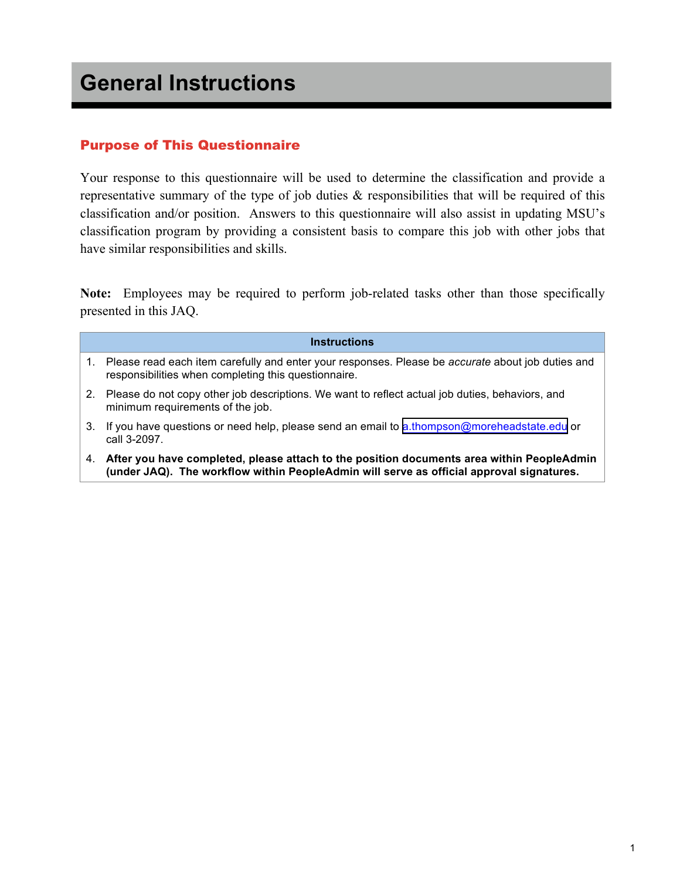# General Instructions

## Purpose of This Questionnaire

Your response to this questionnaire will be used to determine the classification and provide a representative summary of the type of job duties & responsibilities that will be required of this classification and/or position. Answers to this questionnaire will also assist in updating MSU's classification program by providing a consistent basis to compare this job with other jobs that have similar responsibilities and skills.

**Note:** Employees may be required to perform job-related tasks other than those specifically presented in this JAQ.

| Instructions |
|---|
| 1. Please read each item carefully and enter your responses. Please be *accurate* about job duties and responsibilities when completing this questionnaire. |
| 2. Please do not copy other job descriptions. We want to reflect actual job duties, behaviors, and minimum requirements of the job. |
| 3. If you have questions or need help, please send an email to a.thompson@moreheadstate.edu or call 3-2097. |
| 4. **After you have completed, please attach to the position documents area within PeopleAdmin (under JAQ). The workflow within PeopleAdmin will serve as official approval signatures.** |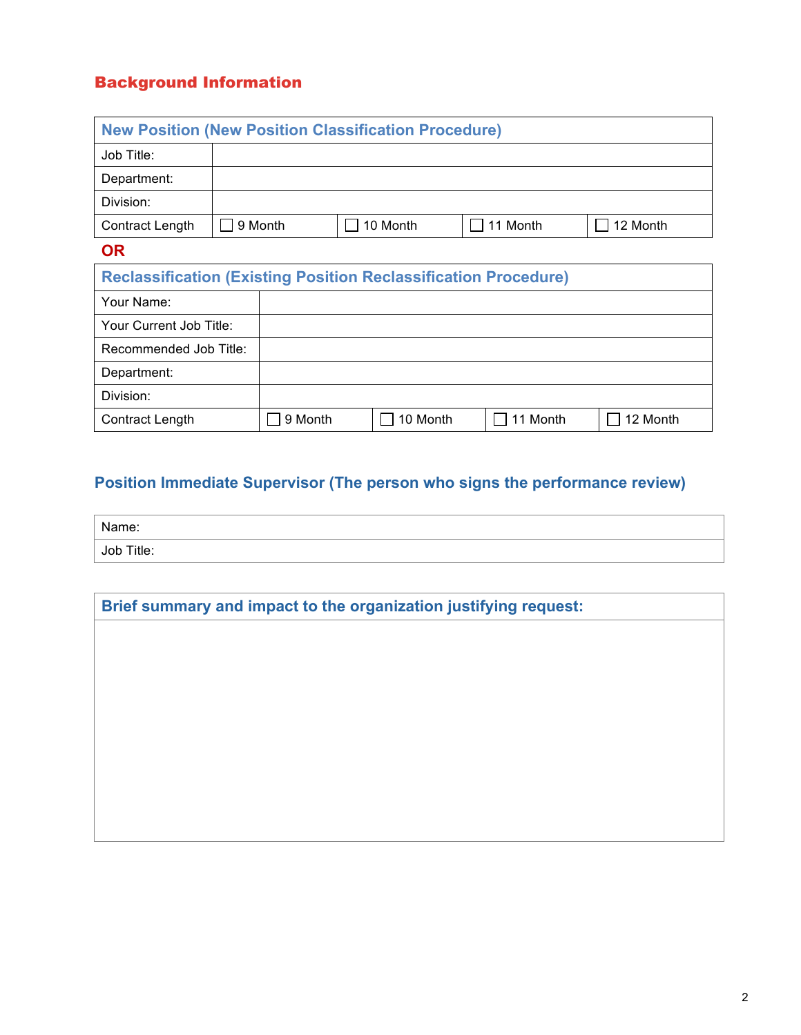## Background Information

| New Position (New Position Classification Procedure) | | | | |
|---|---|---|---|---|
| Job Title: | | | | |
| Department: | | | | |
| Division: | | | | |
| Contract Length | ☐ 9 Month | ☐ 10 Month | ☐ 11 Month | ☐ 12 Month |

**OR**

| Reclassification (Existing Position Reclassification Procedure) | | | | |
|---|---|---|---|---|
| Your Name: | | | | |
| Your Current Job Title: | | | | |
| Recommended Job Title: | | | | |
| Department: | | | | |
| Division: | | | | |
| Contract Length | ☐ 9 Month | ☐ 10 Month | ☐ 11 Month | ☐ 12 Month |

### Position Immediate Supervisor (The person who signs the performance review)

| Name: |
|---|
| Job Title: |

| Brief summary and impact to the organization justifying request: |
|---|
| |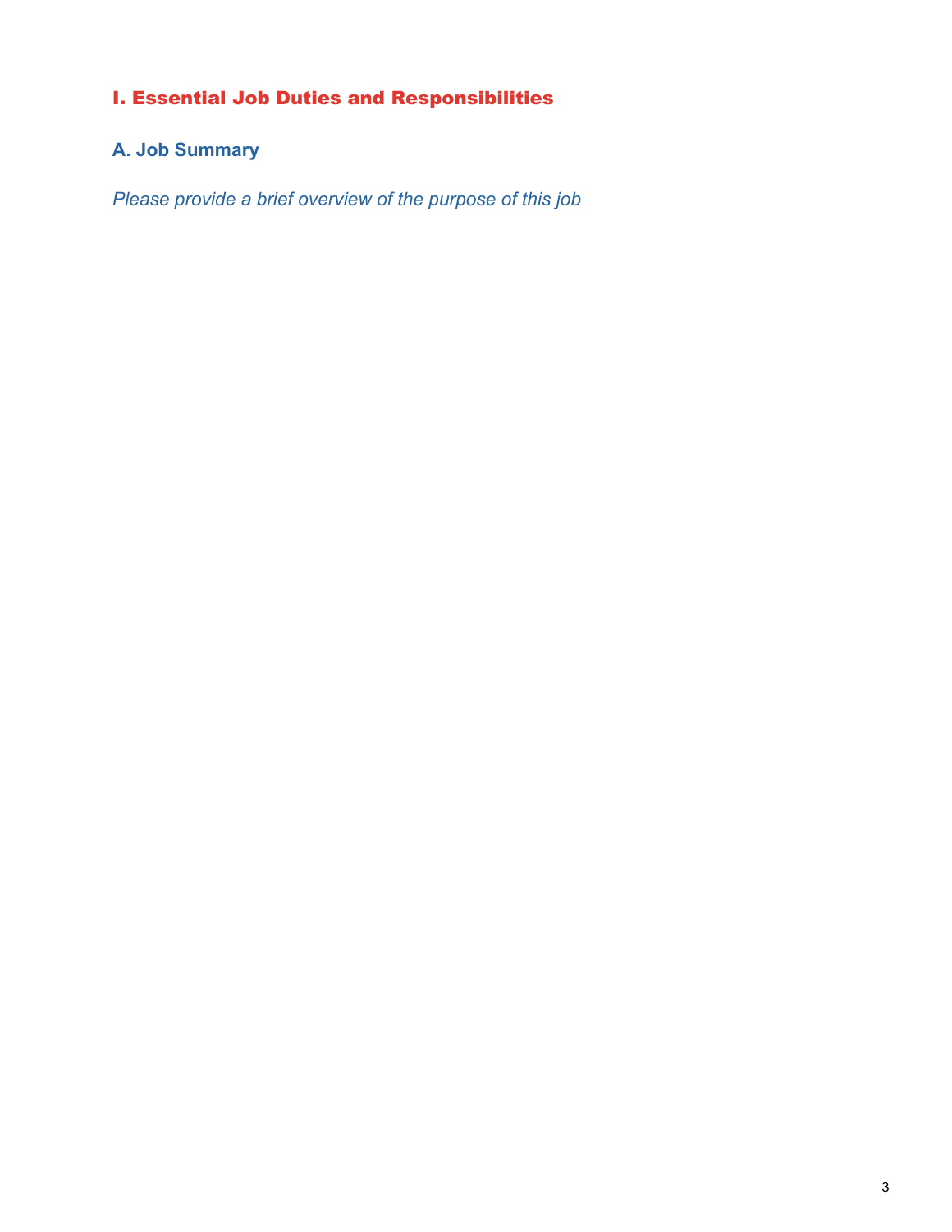# I. Essential Job Duties and Responsibilities

## A. Job Summary

*Please provide a brief overview of the purpose of this job*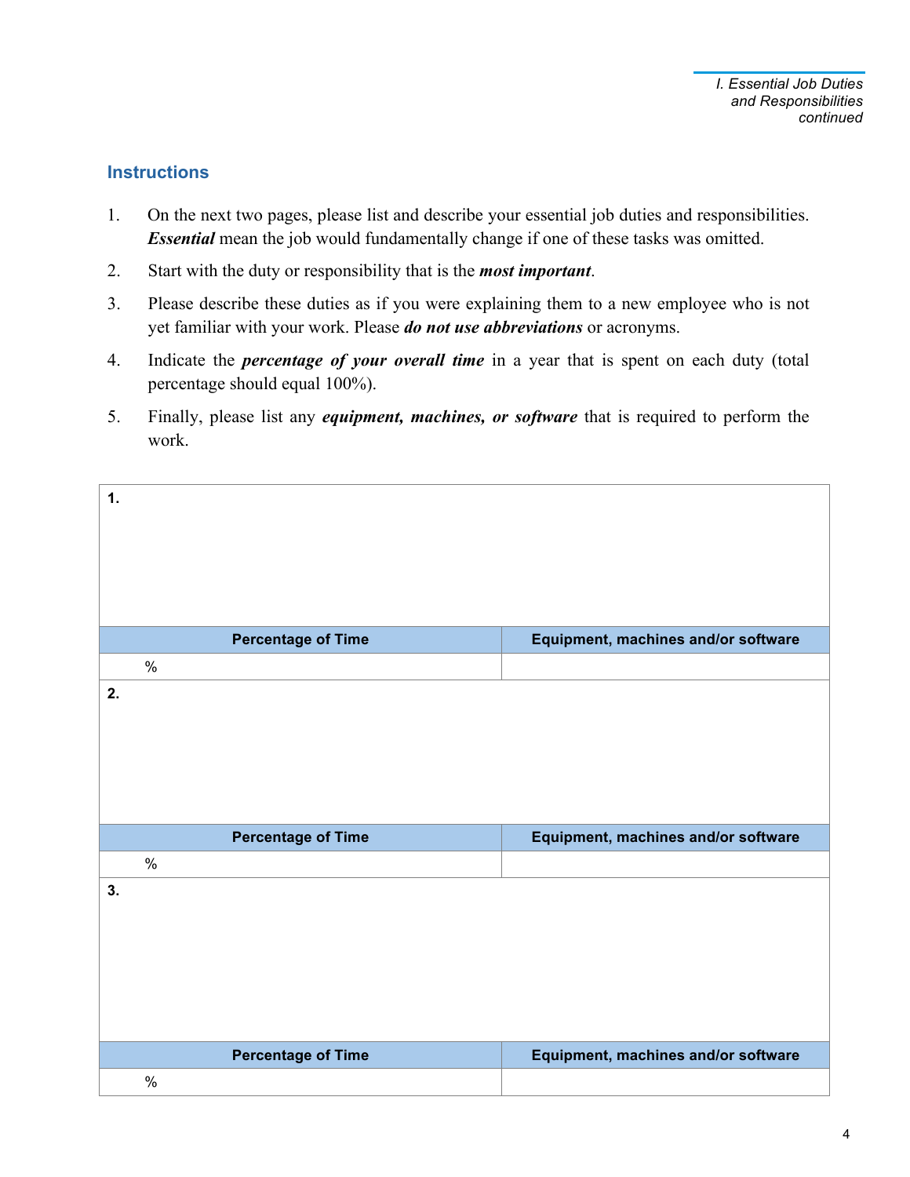## Instructions

1. On the next two pages, please list and describe your essential job duties and responsibilities. ***Essential*** mean the job would fundamentally change if one of these tasks was omitted.
2. Start with the duty or responsibility that is the ***most important***.
3. Please describe these duties as if you were explaining them to a new employee who is not yet familiar with your work. Please ***do not use abbreviations*** or acronyms.
4. Indicate the ***percentage of your overall time*** in a year that is spent on each duty (total percentage should equal 100%).
5. Finally, please list any ***equipment, machines, or software*** that is required to perform the work.

| **1.** | |
|---|---|
| **Percentage of Time** | **Equipment, machines and/or software** |
| % | |
| **2.** | |
| **Percentage of Time** | **Equipment, machines and/or software** |
| % | |
| **3.** | |
| **Percentage of Time** | **Equipment, machines and/or software** |
| % | |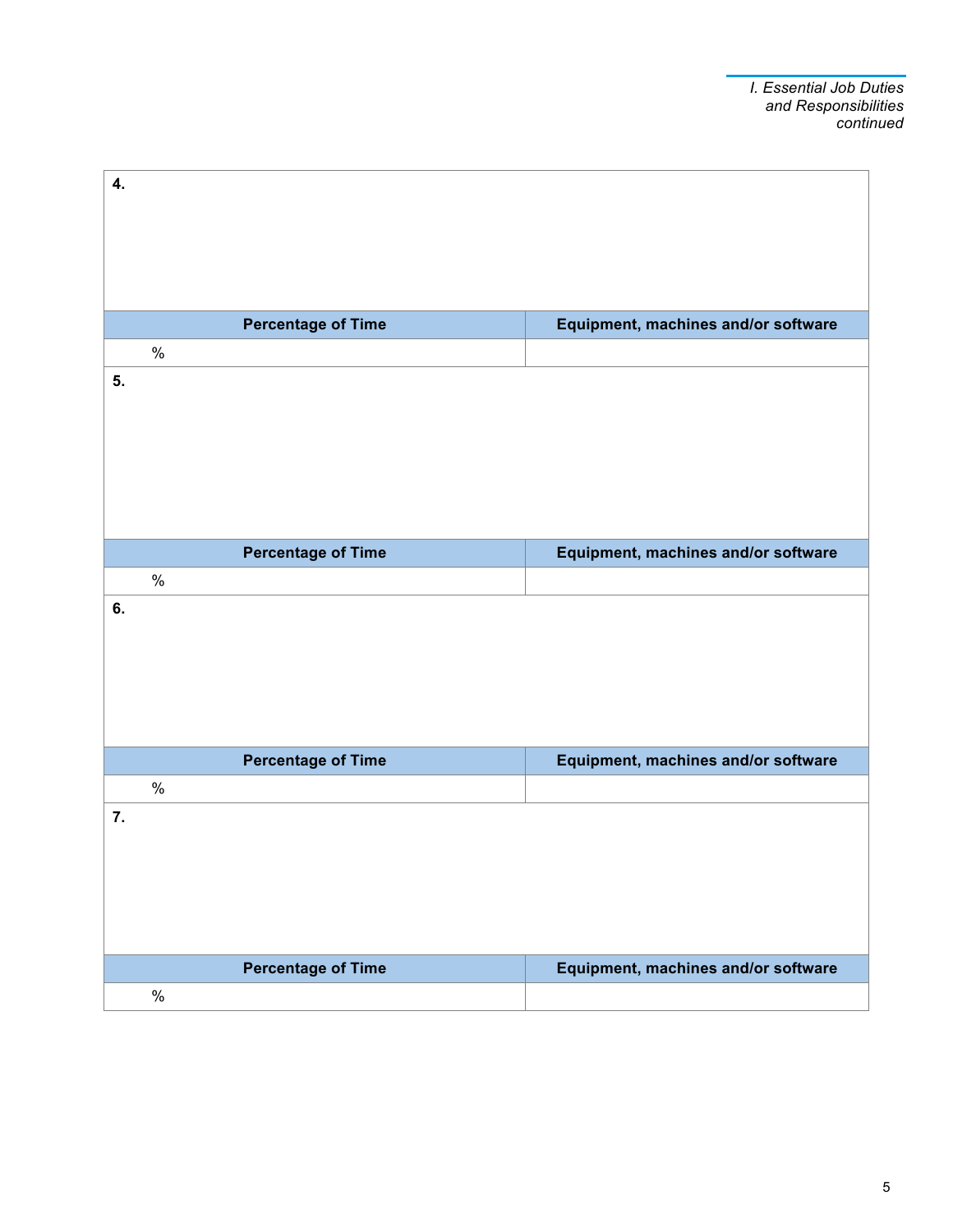*I. Essential Job Duties and Responsibilities continued*

**4.**

| Percentage of Time | Equipment, machines and/or software |
| --- | --- |
| % | |

**5.**

| Percentage of Time | Equipment, machines and/or software |
| --- | --- |
| % | |

**6.**

| Percentage of Time | Equipment, machines and/or software |
| --- | --- |
| % | |

**7.**

| Percentage of Time | Equipment, machines and/or software |
| --- | --- |
| % | |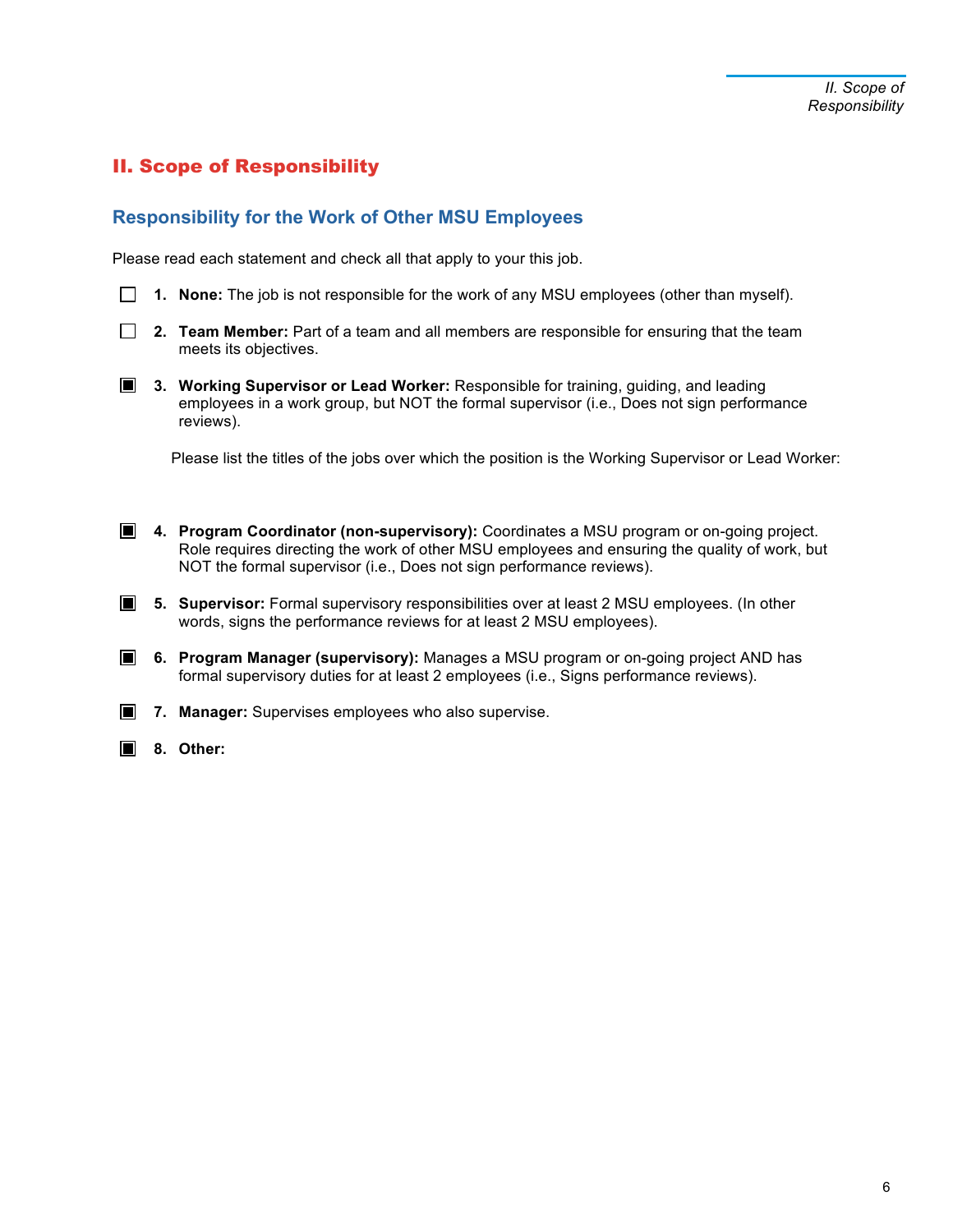## II. Scope of Responsibility

### Responsibility for the Work of Other MSU Employees

Please read each statement and check all that apply to your this job.

- ☐ **1. None:** The job is not responsible for the work of any MSU employees (other than myself).
- ☐ **2. Team Member:** Part of a team and all members are responsible for ensuring that the team meets its objectives.
- ☒ **3. Working Supervisor or Lead Worker:** Responsible for training, guiding, and leading employees in a work group, but NOT the formal supervisor (i.e., Does not sign performance reviews).

  Please list the titles of the jobs over which the position is the Working Supervisor or Lead Worker:

- ☒ **4. Program Coordinator (non-supervisory):** Coordinates a MSU program or on-going project. Role requires directing the work of other MSU employees and ensuring the quality of work, but NOT the formal supervisor (i.e., Does not sign performance reviews).
- ☒ **5. Supervisor:** Formal supervisory responsibilities over at least 2 MSU employees. (In other words, signs the performance reviews for at least 2 MSU employees).
- ☒ **6. Program Manager (supervisory):** Manages a MSU program or on-going project AND has formal supervisory duties for at least 2 employees (i.e., Signs performance reviews).
- ☒ **7. Manager:** Supervises employees who also supervise.
- ☒ **8. Other:**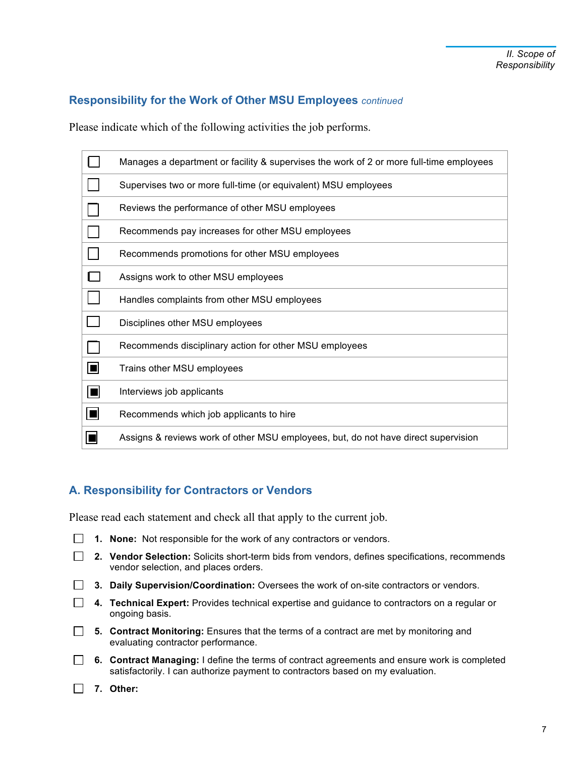## Responsibility for the Work of Other MSU Employees *continued*

Please indicate which of the following activities the job performs.

| | |
|---|---|
| ☐ | Manages a department or facility & supervises the work of 2 or more full-time employees |
| ☐ | Supervises two or more full-time (or equivalent) MSU employees |
| ☐ | Reviews the performance of other MSU employees |
| ☐ | Recommends pay increases for other MSU employees |
| ☐ | Recommends promotions for other MSU employees |
| ☐ | Assigns work to other MSU employees |
| ☐ | Handles complaints from other MSU employees |
| ☐ | Disciplines other MSU employees |
| ☐ | Recommends disciplinary action for other MSU employees |
| ☒ | Trains other MSU employees |
| ☒ | Interviews job applicants |
| ☒ | Recommends which job applicants to hire |
| ☒ | Assigns & reviews work of other MSU employees, but, do not have direct supervision |

## A. Responsibility for Contractors or Vendors

Please read each statement and check all that apply to the current job.

- ☐ **1. None:** Not responsible for the work of any contractors or vendors.
- ☐ **2. Vendor Selection:** Solicits short-term bids from vendors, defines specifications, recommends vendor selection, and places orders.
- ☐ **3. Daily Supervision/Coordination:** Oversees the work of on-site contractors or vendors.
- ☐ **4. Technical Expert:** Provides technical expertise and guidance to contractors on a regular or ongoing basis.
- ☐ **5. Contract Monitoring:** Ensures that the terms of a contract are met by monitoring and evaluating contractor performance.
- ☐ **6. Contract Managing:** I define the terms of contract agreements and ensure work is completed satisfactorily. I can authorize payment to contractors based on my evaluation.
- ☐ **7. Other:**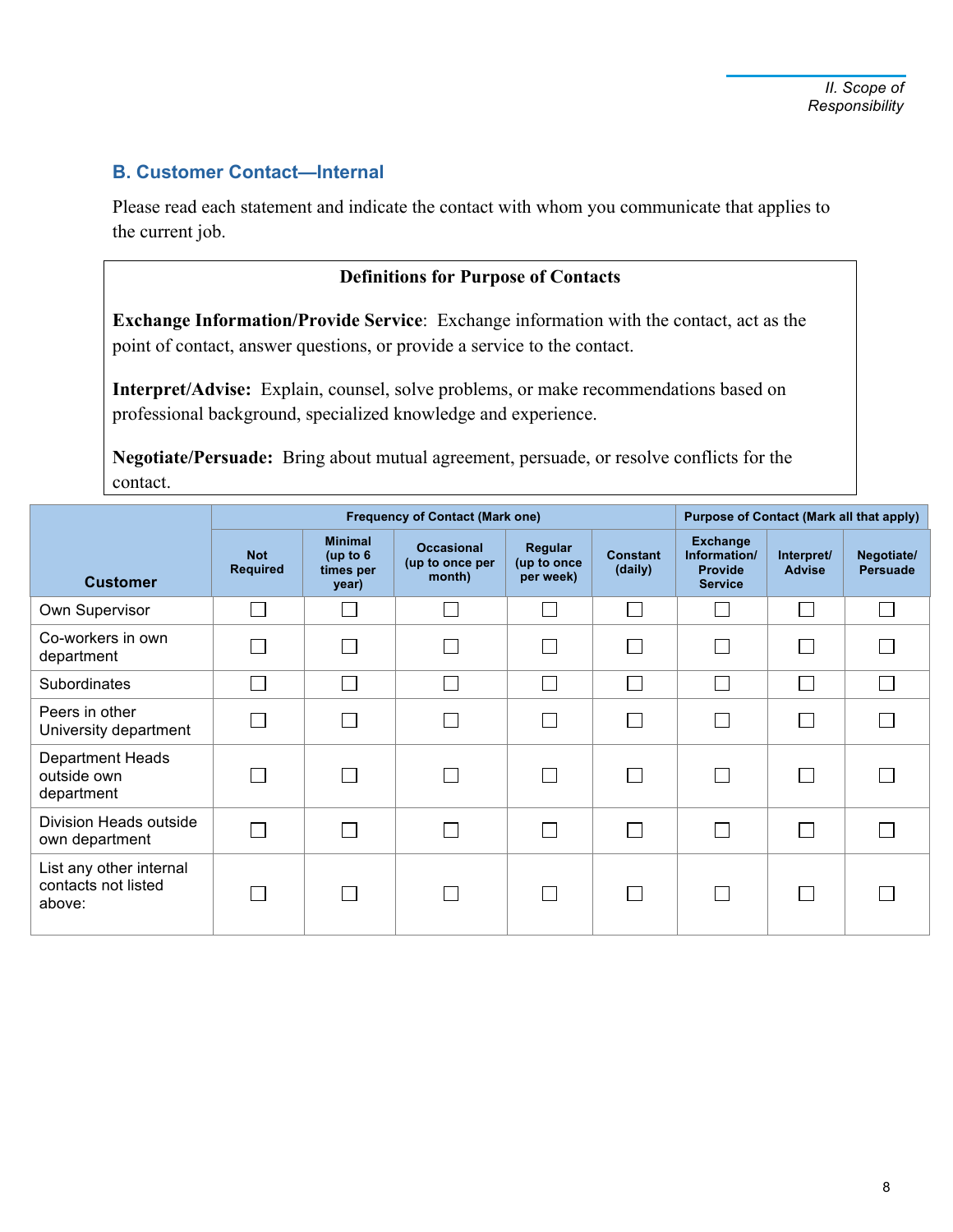## B. Customer Contact—Internal

Please read each statement and indicate the contact with whom you communicate that applies to the current job.

**Definitions for Purpose of Contacts**

**Exchange Information/Provide Service**: Exchange information with the contact, act as the point of contact, answer questions, or provide a service to the contact.

**Interpret/Advise:** Explain, counsel, solve problems, or make recommendations based on professional background, specialized knowledge and experience.

**Negotiate/Persuade:** Bring about mutual agreement, persuade, or resolve conflicts for the contact.

| Customer | Frequency of Contact (Mark one) | | | | | Purpose of Contact (Mark all that apply) | | |
|---|---|---|---|---|---|---|---|---|
| | Not Required | Minimal (up to 6 times per year) | Occasional (up to once per month) | Regular (up to once per week) | Constant (daily) | Exchange Information/ Provide Service | Interpret/ Advise | Negotiate/ Persuade |
| Own Supervisor | ☐ | ☐ | ☐ | ☐ | ☐ | ☐ | ☐ | ☐ |
| Co-workers in own department | ☐ | ☐ | ☐ | ☐ | ☐ | ☐ | ☐ | ☐ |
| Subordinates | ☐ | ☐ | ☐ | ☐ | ☐ | ☐ | ☐ | ☐ |
| Peers in other University department | ☐ | ☐ | ☐ | ☐ | ☐ | ☐ | ☐ | ☐ |
| Department Heads outside own department | ☐ | ☐ | ☐ | ☐ | ☐ | ☐ | ☐ | ☐ |
| Division Heads outside own department | ☐ | ☐ | ☐ | ☐ | ☐ | ☐ | ☐ | ☐ |
| List any other internal contacts not listed above: | ☐ | ☐ | ☐ | ☐ | ☐ | ☐ | ☐ | ☐ |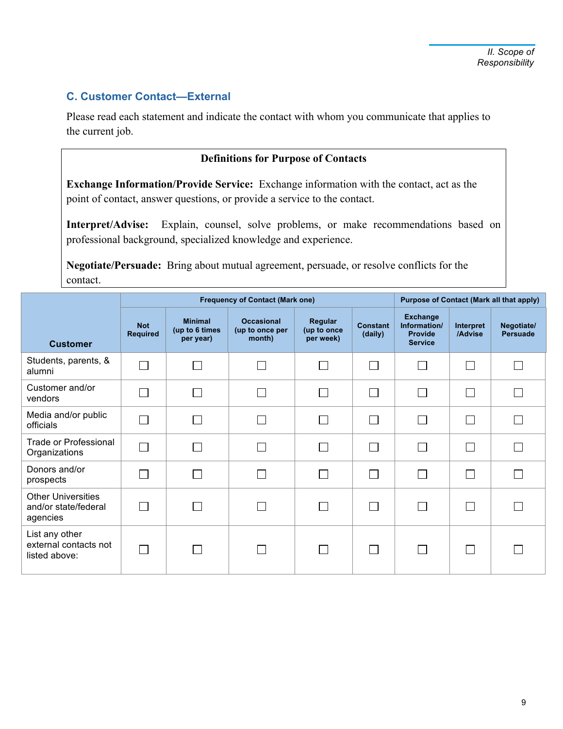### C. Customer Contact—External

Please read each statement and indicate the contact with whom you communicate that applies to the current job.

**Definitions for Purpose of Contacts**

**Exchange Information/Provide Service:** Exchange information with the contact, act as the point of contact, answer questions, or provide a service to the contact.

**Interpret/Advise:** Explain, counsel, solve problems, or make recommendations based on professional background, specialized knowledge and experience.

**Negotiate/Persuade:** Bring about mutual agreement, persuade, or resolve conflicts for the contact.

| Customer | Frequency of Contact (Mark one) | | | | | Purpose of Contact (Mark all that apply) | | |
|---|---|---|---|---|---|---|---|---|
| | Not Required | Minimal (up to 6 times per year) | Occasional (up to once per month) | Regular (up to once per week) | Constant (daily) | Exchange Information/ Provide Service | Interpret /Advise | Negotiate/ Persuade |
| Students, parents, & alumni | ☐ | ☐ | ☐ | ☐ | ☐ | ☐ | ☐ | ☐ |
| Customer and/or vendors | ☐ | ☐ | ☐ | ☐ | ☐ | ☐ | ☐ | ☐ |
| Media and/or public officials | ☐ | ☐ | ☐ | ☐ | ☐ | ☐ | ☐ | ☐ |
| Trade or Professional Organizations | ☐ | ☐ | ☐ | ☐ | ☐ | ☐ | ☐ | ☐ |
| Donors and/or prospects | ☐ | ☐ | ☐ | ☐ | ☐ | ☐ | ☐ | ☐ |
| Other Universities and/or state/federal agencies | ☐ | ☐ | ☐ | ☐ | ☐ | ☐ | ☐ | ☐ |
| List any other external contacts not listed above: | ☐ | ☐ | ☐ | ☐ | ☐ | ☐ | ☐ | ☐ |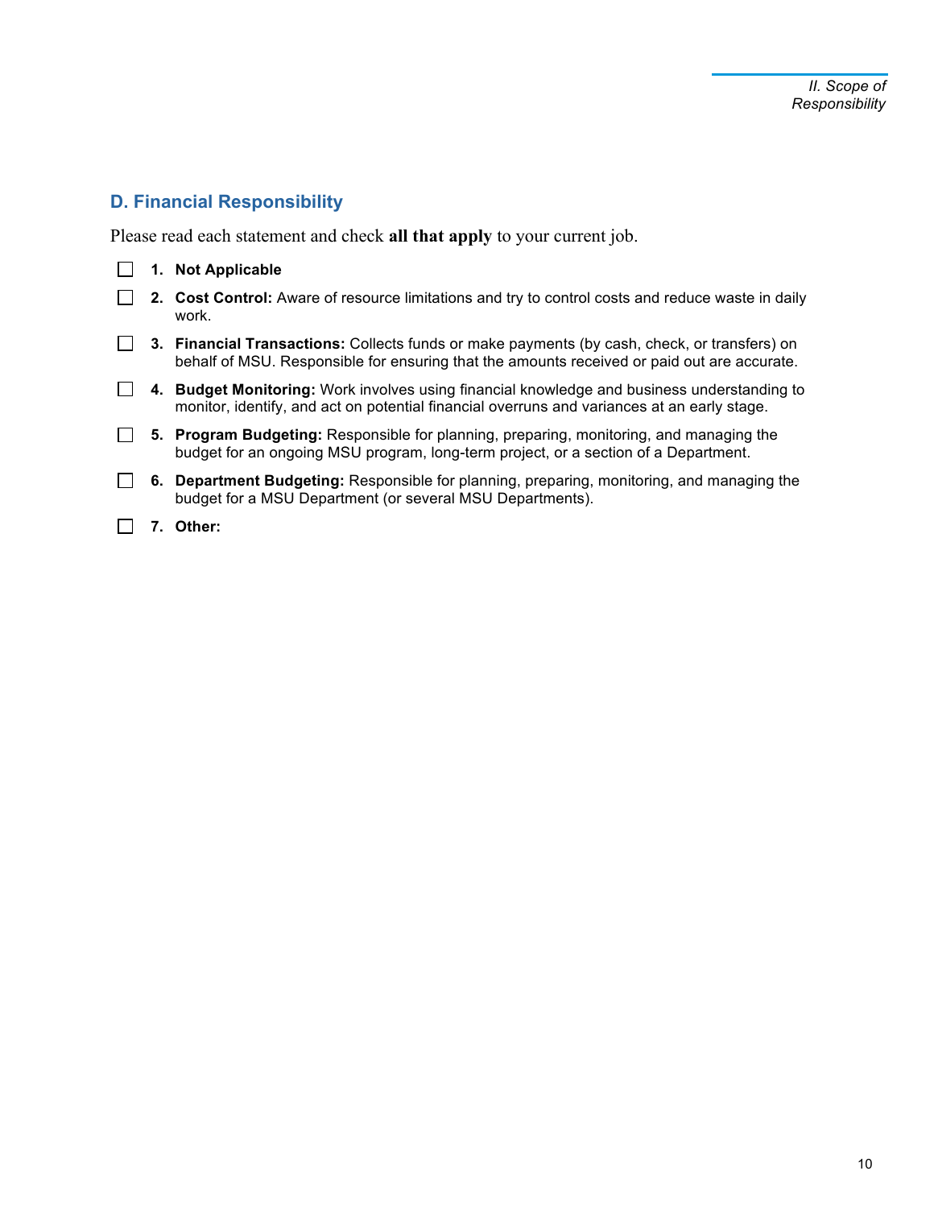## D. Financial Responsibility

Please read each statement and check **all that apply** to your current job.

- ☐ **1. Not Applicable**
- ☐ **2. Cost Control:** Aware of resource limitations and try to control costs and reduce waste in daily work.
- ☐ **3. Financial Transactions:** Collects funds or make payments (by cash, check, or transfers) on behalf of MSU. Responsible for ensuring that the amounts received or paid out are accurate.
- ☐ **4. Budget Monitoring:** Work involves using financial knowledge and business understanding to monitor, identify, and act on potential financial overruns and variances at an early stage.
- ☐ **5. Program Budgeting:** Responsible for planning, preparing, monitoring, and managing the budget for an ongoing MSU program, long-term project, or a section of a Department.
- ☐ **6. Department Budgeting:** Responsible for planning, preparing, monitoring, and managing the budget for a MSU Department (or several MSU Departments).
- ☐ **7. Other:**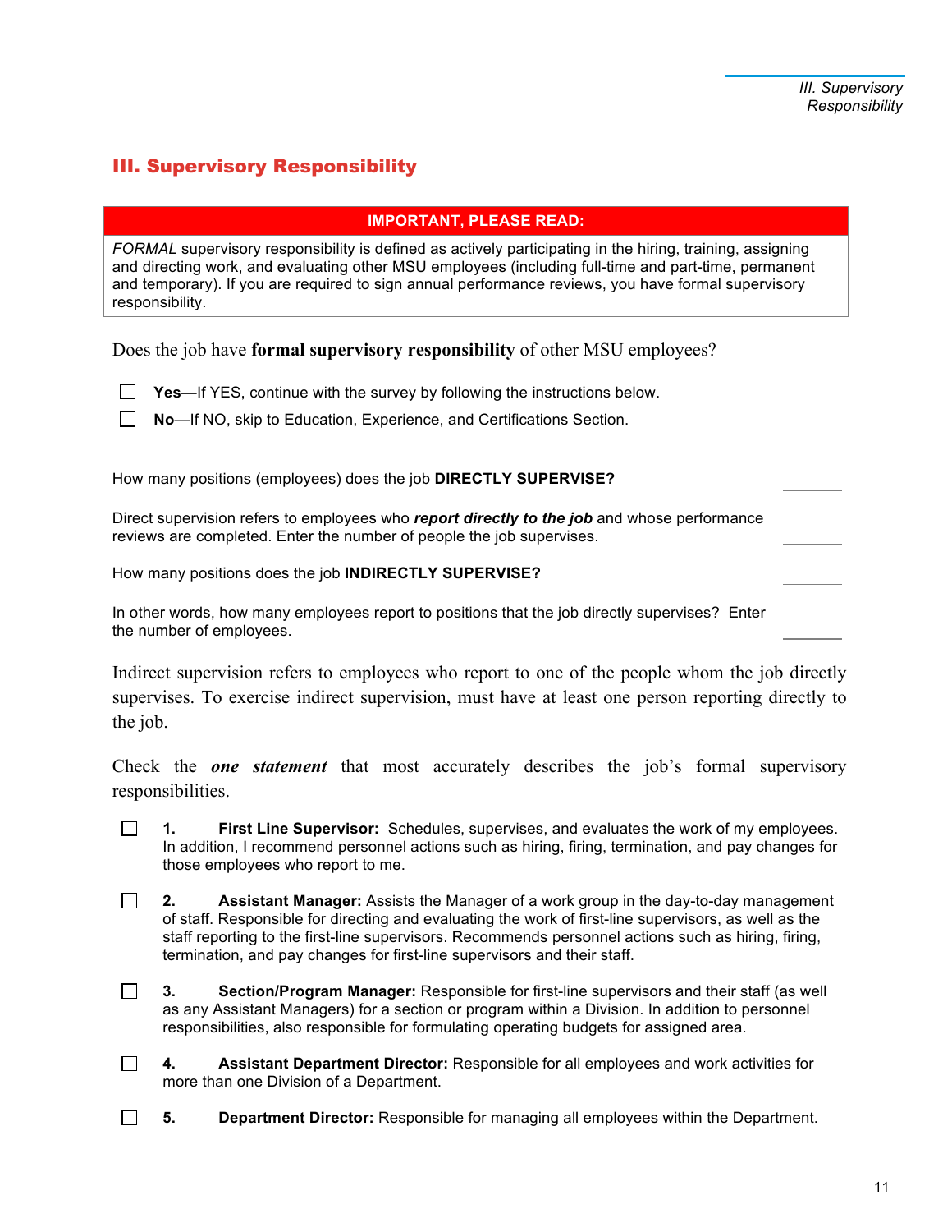## III. Supervisory Responsibility

| IMPORTANT, PLEASE READ: |
| --- |
| *FORMAL* supervisory responsibility is defined as actively participating in the hiring, training, assigning and directing work, and evaluating other MSU employees (including full-time and part-time, permanent and temporary). If you are required to sign annual performance reviews, you have formal supervisory responsibility. |

Does the job have **formal supervisory responsibility** of other MSU employees?

- ☐ **Yes**—If YES, continue with the survey by following the instructions below.
- ☐ **No**—If NO, skip to Education, Experience, and Certifications Section.

How many positions (employees) does the job **DIRECTLY SUPERVISE?** ________

Direct supervision refers to employees who ***report directly to the job*** and whose performance reviews are completed. Enter the number of people the job supervises. ________

How many positions does the job **INDIRECTLY SUPERVISE?** ________

In other words, how many employees report to positions that the job directly supervises? Enter the number of employees. ________

Indirect supervision refers to employees who report to one of the people whom the job directly supervises. To exercise indirect supervision, must have at least one person reporting directly to the job.

Check the ***one statement*** that most accurately describes the job's formal supervisory responsibilities.

- ☐ **1. First Line Supervisor:** Schedules, supervises, and evaluates the work of my employees. In addition, I recommend personnel actions such as hiring, firing, termination, and pay changes for those employees who report to me.
- ☐ **2. Assistant Manager:** Assists the Manager of a work group in the day-to-day management of staff. Responsible for directing and evaluating the work of first-line supervisors, as well as the staff reporting to the first-line supervisors. Recommends personnel actions such as hiring, firing, termination, and pay changes for first-line supervisors and their staff.
- ☐ **3. Section/Program Manager:** Responsible for first-line supervisors and their staff (as well as any Assistant Managers) for a section or program within a Division. In addition to personnel responsibilities, also responsible for formulating operating budgets for assigned area.
- ☐ **4. Assistant Department Director:** Responsible for all employees and work activities for more than one Division of a Department.
- ☐ **5. Department Director:** Responsible for managing all employees within the Department.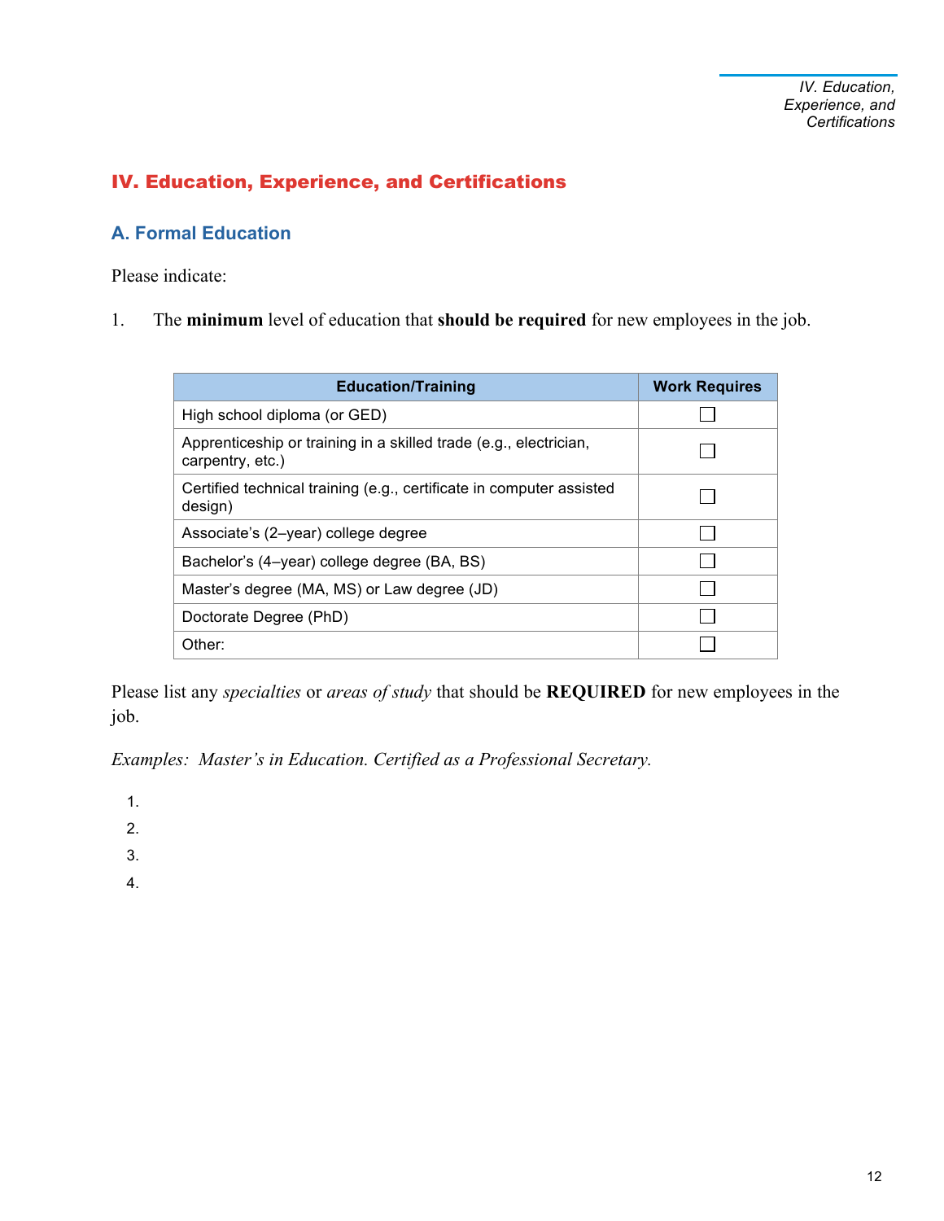# IV. Education, Experience, and Certifications

## A. Formal Education

Please indicate:

1. The **minimum** level of education that **should be required** for new employees in the job.

| Education/Training | Work Requires |
|---|---|
| High school diploma (or GED) | ☐ |
| Apprenticeship or training in a skilled trade (e.g., electrician, carpentry, etc.) | ☐ |
| Certified technical training (e.g., certificate in computer assisted design) | ☐ |
| Associate's (2–year) college degree | ☐ |
| Bachelor's (4–year) college degree (BA, BS) | ☐ |
| Master's degree (MA, MS) or Law degree (JD) | ☐ |
| Doctorate Degree (PhD) | ☐ |
| Other: | ☐ |

Please list any *specialties* or *areas of study* that should be **REQUIRED** for new employees in the job.

*Examples: Master's in Education. Certified as a Professional Secretary.*

1.
2.
3.
4.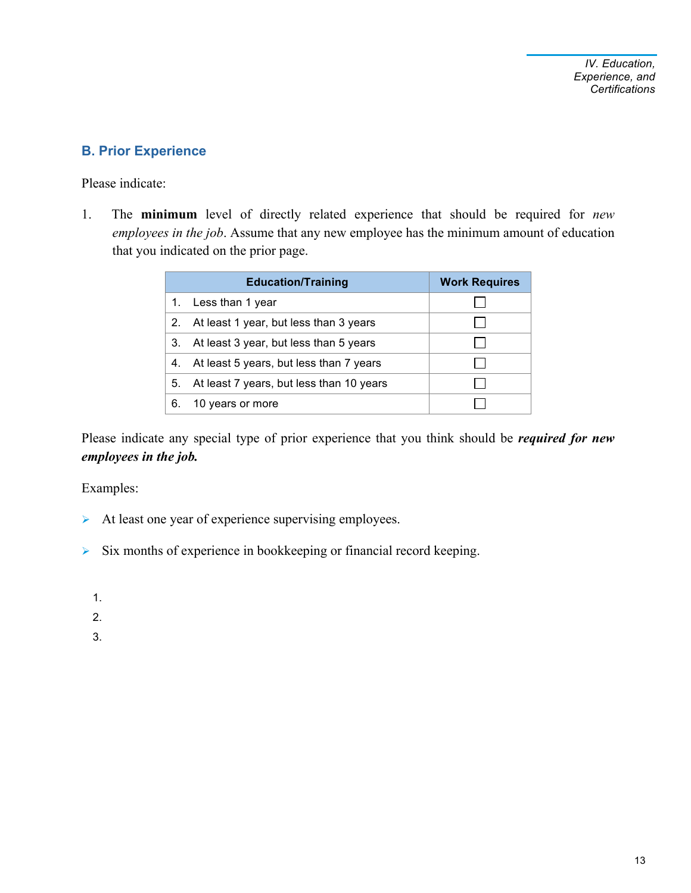## B. Prior Experience

Please indicate:

1. The **minimum** level of directly related experience that should be required for *new employees in the job*. Assume that any new employee has the minimum amount of education that you indicated on the prior page.

| Education/Training | Work Requires |
|---|---|
| 1. Less than 1 year | ☐ |
| 2. At least 1 year, but less than 3 years | ☐ |
| 3. At least 3 year, but less than 5 years | ☐ |
| 4. At least 5 years, but less than 7 years | ☐ |
| 5. At least 7 years, but less than 10 years | ☐ |
| 6. 10 years or more | ☐ |

Please indicate any special type of prior experience that you think should be ***required for new employees in the job.***

Examples:

- At least one year of experience supervising employees.
- Six months of experience in bookkeeping or financial record keeping.

1.
2.
3.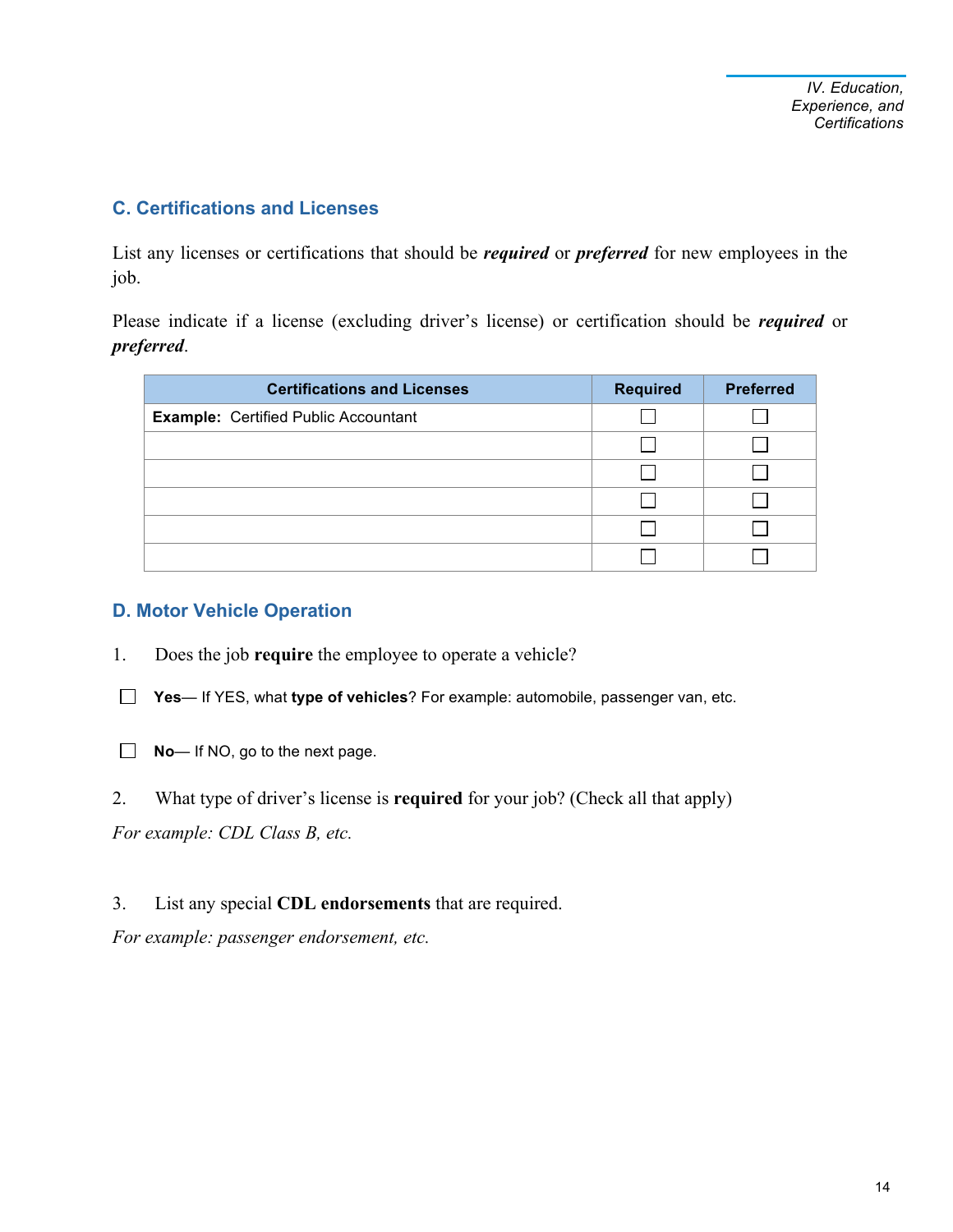## C. Certifications and Licenses

List any licenses or certifications that should be ***required*** or ***preferred*** for new employees in the job.

Please indicate if a license (excluding driver's license) or certification should be ***required*** or ***preferred***.

| Certifications and Licenses | Required | Preferred |
|---|---|---|
| **Example:** Certified Public Accountant | ☐ | ☐ |
| | ☐ | ☐ |
| | ☐ | ☐ |
| | ☐ | ☐ |
| | ☐ | ☐ |
| | ☐ | ☐ |

## D. Motor Vehicle Operation

1. Does the job **require** the employee to operate a vehicle?

☐ **Yes**— If YES, what **type of vehicles**? For example: automobile, passenger van, etc.

☐ **No**— If NO, go to the next page.

2. What type of driver's license is **required** for your job? (Check all that apply)

*For example: CDL Class B, etc.*

3. List any special **CDL endorsements** that are required.

*For example: passenger endorsement, etc.*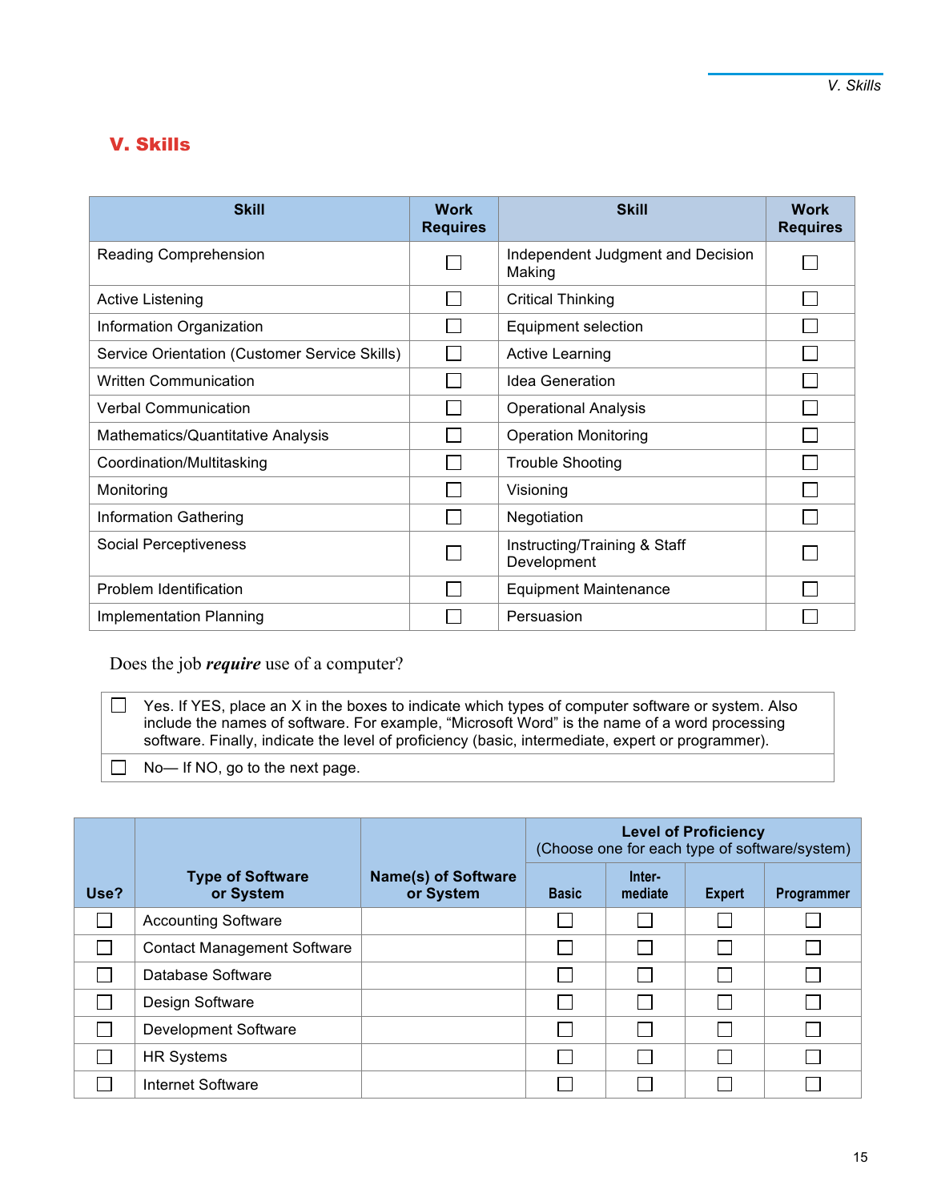# V. Skills

| Skill | Work Requires | Skill | Work Requires |
|---|---|---|---|
| Reading Comprehension | ☐ | Independent Judgment and Decision Making | ☐ |
| Active Listening | ☐ | Critical Thinking | ☐ |
| Information Organization | ☐ | Equipment selection | ☐ |
| Service Orientation (Customer Service Skills) | ☐ | Active Learning | ☐ |
| Written Communication | ☐ | Idea Generation | ☐ |
| Verbal Communication | ☐ | Operational Analysis | ☐ |
| Mathematics/Quantitative Analysis | ☐ | Operation Monitoring | ☐ |
| Coordination/Multitasking | ☐ | Trouble Shooting | ☐ |
| Monitoring | ☐ | Visioning | ☐ |
| Information Gathering | ☐ | Negotiation | ☐ |
| Social Perceptiveness | ☐ | Instructing/Training & Staff Development | ☐ |
| Problem Identification | ☐ | Equipment Maintenance | ☐ |
| Implementation Planning | ☐ | Persuasion | ☐ |

Does the job ***require*** use of a computer?

| | |
|---|---|
| ☐ | Yes. If YES, place an X in the boxes to indicate which types of computer software or system. Also include the names of software. For example, "Microsoft Word" is the name of a word processing software. Finally, indicate the level of proficiency (basic, intermediate, expert or programmer). |
| ☐ | No— If NO, go to the next page. |

| Use? | Type of Software or System | Name(s) of Software or System | Level of Proficiency (Choose one for each type of software/system) | | | |
|---|---|---|---|---|---|---|
| | | | Basic | Inter-mediate | Expert | Programmer |
| ☐ | Accounting Software | | ☐ | ☐ | ☐ | ☐ |
| ☐ | Contact Management Software | | ☐ | ☐ | ☐ | ☐ |
| ☐ | Database Software | | ☐ | ☐ | ☐ | ☐ |
| ☐ | Design Software | | ☐ | ☐ | ☐ | ☐ |
| ☐ | Development Software | | ☐ | ☐ | ☐ | ☐ |
| ☐ | HR Systems | | ☐ | ☐ | ☐ | ☐ |
| ☐ | Internet Software | | ☐ | ☐ | ☐ | ☐ |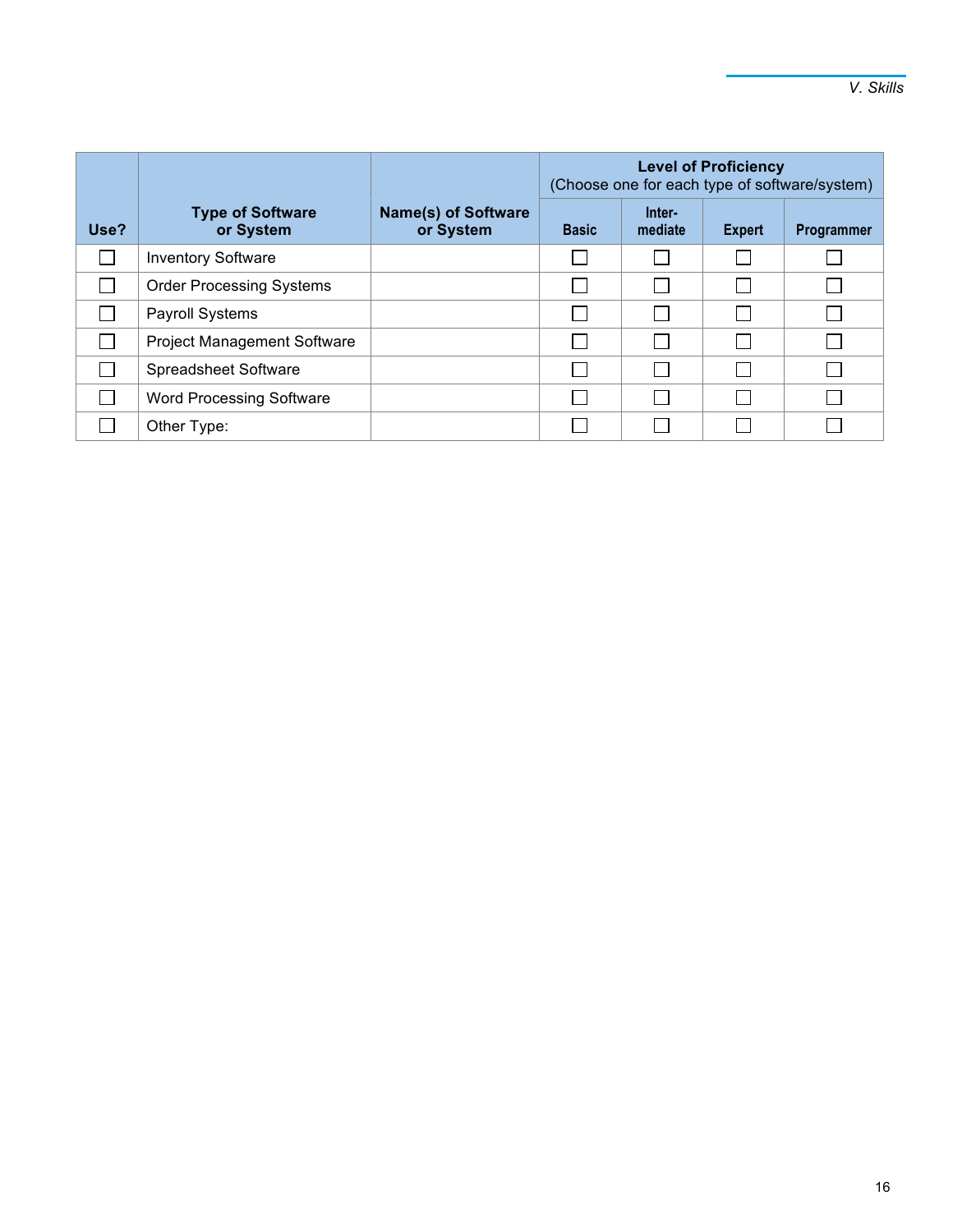| Use? | Type of Software or System | Name(s) of Software or System | Level of Proficiency (Choose one for each type of software/system) | | | |
|---|---|---|---|---|---|---|
| | | | Basic | Inter-mediate | Expert | Programmer |
| ☐ | Inventory Software | | ☐ | ☐ | ☐ | ☐ |
| ☐ | Order Processing Systems | | ☐ | ☐ | ☐ | ☐ |
| ☐ | Payroll Systems | | ☐ | ☐ | ☐ | ☐ |
| ☐ | Project Management Software | | ☐ | ☐ | ☐ | ☐ |
| ☐ | Spreadsheet Software | | ☐ | ☐ | ☐ | ☐ |
| ☐ | Word Processing Software | | ☐ | ☐ | ☐ | ☐ |
| ☐ | Other Type: | | ☐ | ☐ | ☐ | ☐ |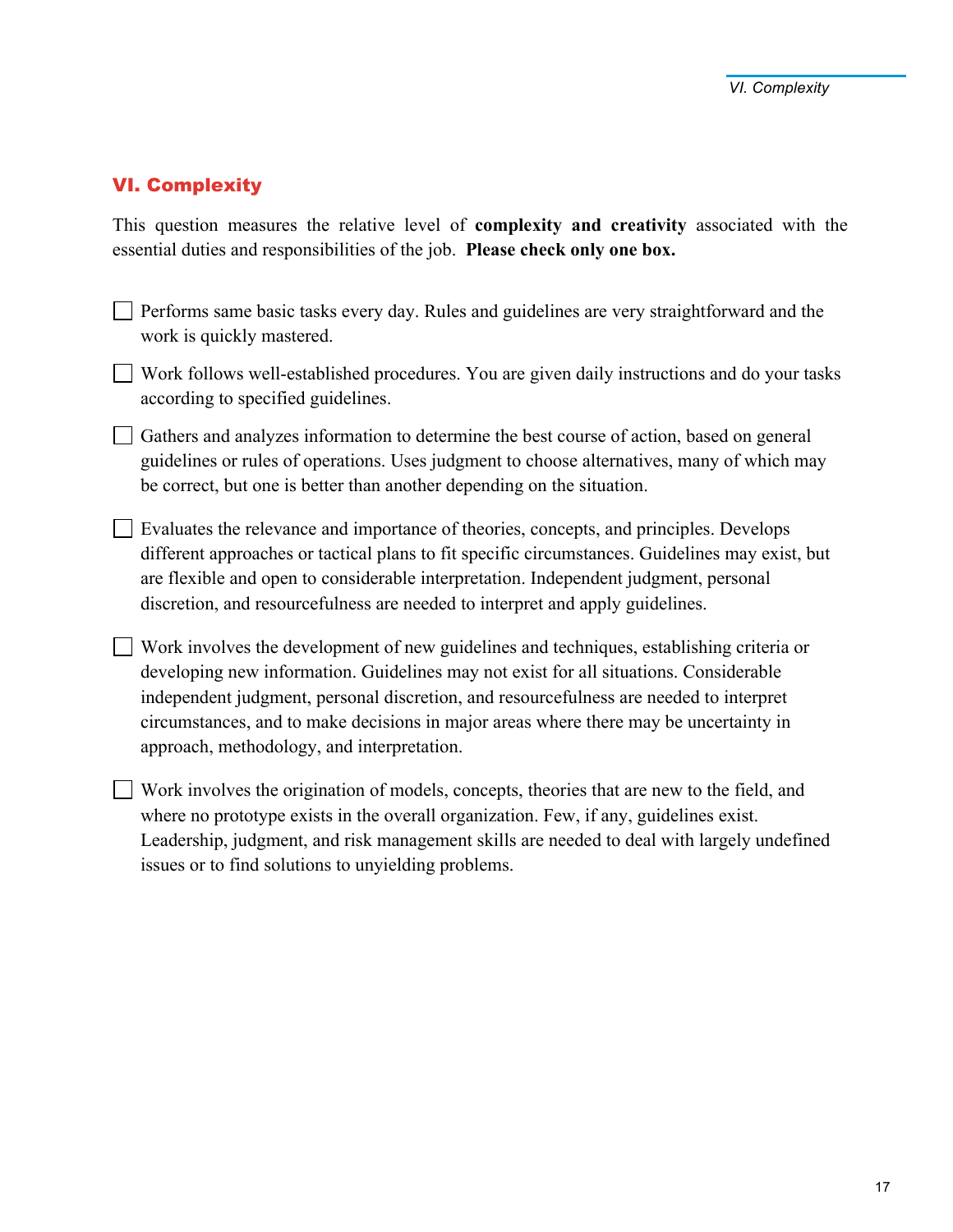## VI. Complexity

This question measures the relative level of **complexity and creativity** associated with the essential duties and responsibilities of the job. **Please check only one box.**

- ☐ Performs same basic tasks every day. Rules and guidelines are very straightforward and the work is quickly mastered.
- ☐ Work follows well-established procedures. You are given daily instructions and do your tasks according to specified guidelines.
- ☐ Gathers and analyzes information to determine the best course of action, based on general guidelines or rules of operations. Uses judgment to choose alternatives, many of which may be correct, but one is better than another depending on the situation.
- ☐ Evaluates the relevance and importance of theories, concepts, and principles. Develops different approaches or tactical plans to fit specific circumstances. Guidelines may exist, but are flexible and open to considerable interpretation. Independent judgment, personal discretion, and resourcefulness are needed to interpret and apply guidelines.
- ☐ Work involves the development of new guidelines and techniques, establishing criteria or developing new information. Guidelines may not exist for all situations. Considerable independent judgment, personal discretion, and resourcefulness are needed to interpret circumstances, and to make decisions in major areas where there may be uncertainty in approach, methodology, and interpretation.
- ☐ Work involves the origination of models, concepts, theories that are new to the field, and where no prototype exists in the overall organization. Few, if any, guidelines exist. Leadership, judgment, and risk management skills are needed to deal with largely undefined issues or to find solutions to unyielding problems.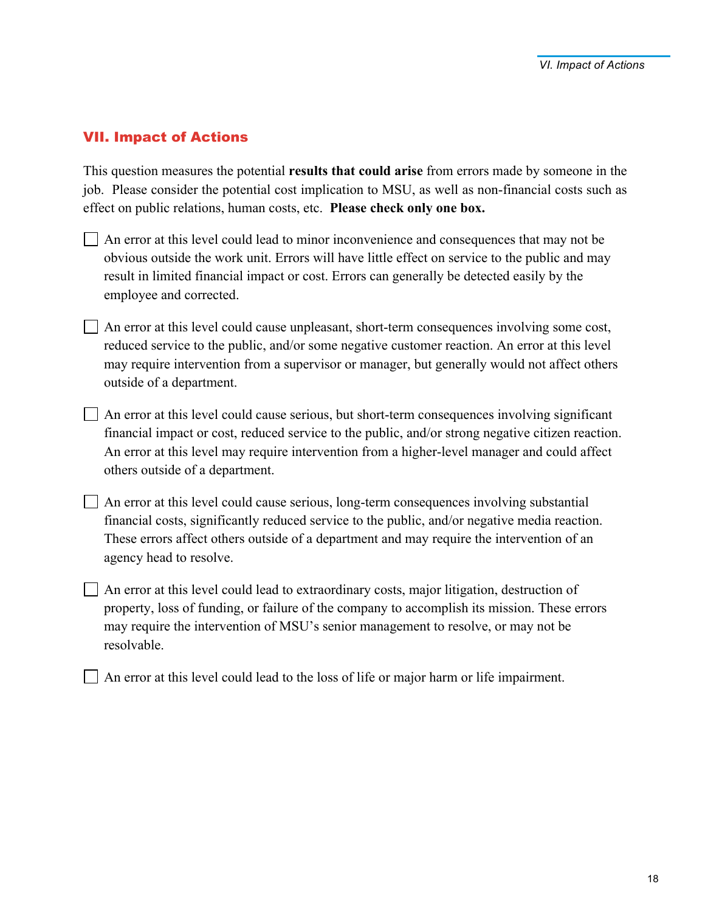## VII. Impact of Actions

This question measures the potential **results that could arise** from errors made by someone in the job. Please consider the potential cost implication to MSU, as well as non-financial costs such as effect on public relations, human costs, etc. **Please check only one box.**

- ☐ An error at this level could lead to minor inconvenience and consequences that may not be obvious outside the work unit. Errors will have little effect on service to the public and may result in limited financial impact or cost. Errors can generally be detected easily by the employee and corrected.
- ☐ An error at this level could cause unpleasant, short-term consequences involving some cost, reduced service to the public, and/or some negative customer reaction. An error at this level may require intervention from a supervisor or manager, but generally would not affect others outside of a department.
- ☐ An error at this level could cause serious, but short-term consequences involving significant financial impact or cost, reduced service to the public, and/or strong negative citizen reaction. An error at this level may require intervention from a higher-level manager and could affect others outside of a department.
- ☐ An error at this level could cause serious, long-term consequences involving substantial financial costs, significantly reduced service to the public, and/or negative media reaction. These errors affect others outside of a department and may require the intervention of an agency head to resolve.
- ☐ An error at this level could lead to extraordinary costs, major litigation, destruction of property, loss of funding, or failure of the company to accomplish its mission. These errors may require the intervention of MSU's senior management to resolve, or may not be resolvable.
- ☐ An error at this level could lead to the loss of life or major harm or life impairment.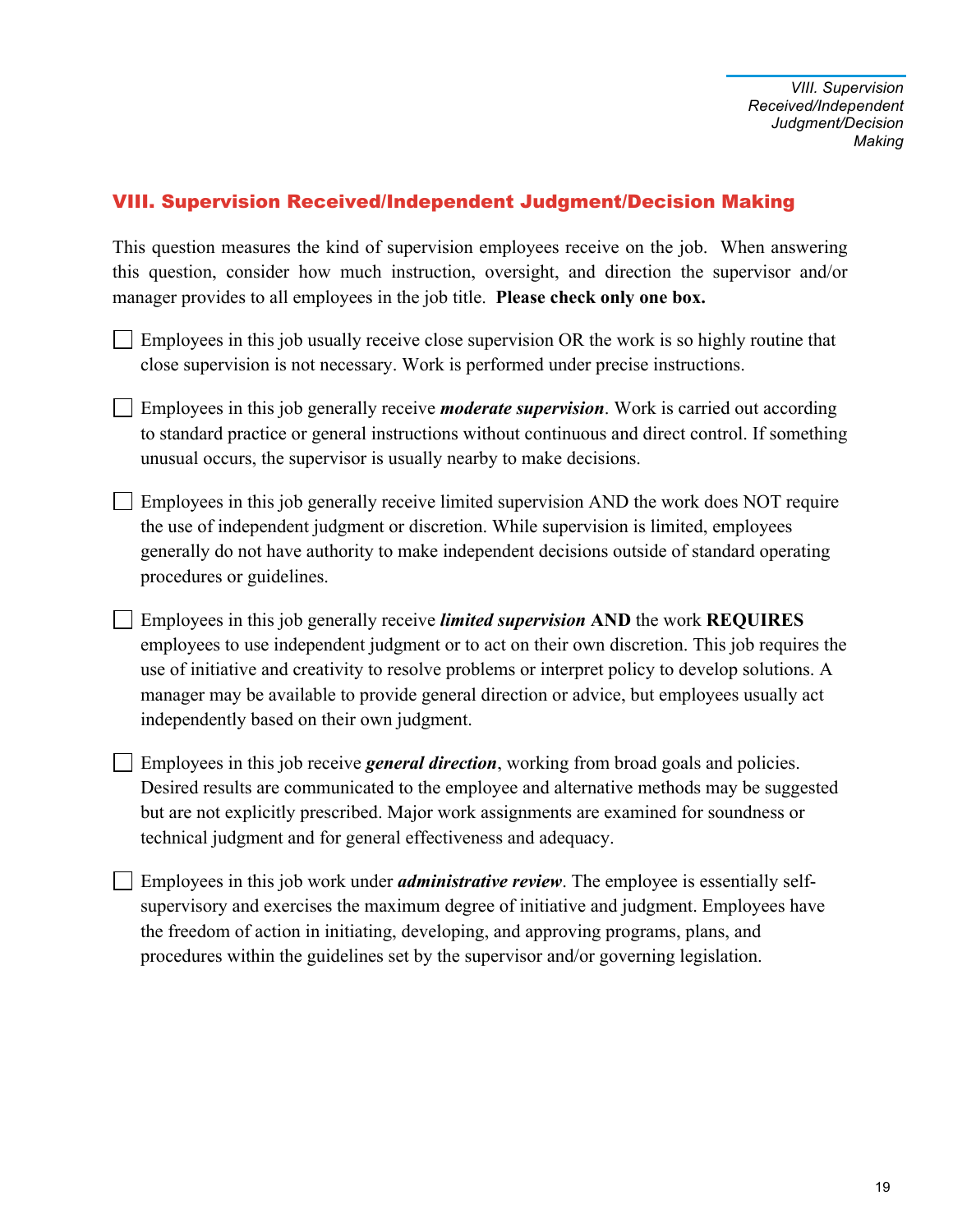## VIII. Supervision Received/Independent Judgment/Decision Making

This question measures the kind of supervision employees receive on the job. When answering this question, consider how much instruction, oversight, and direction the supervisor and/or manager provides to all employees in the job title. **Please check only one box.**

- ☐ Employees in this job usually receive close supervision OR the work is so highly routine that close supervision is not necessary. Work is performed under precise instructions.

- ☐ Employees in this job generally receive ***moderate supervision***. Work is carried out according to standard practice or general instructions without continuous and direct control. If something unusual occurs, the supervisor is usually nearby to make decisions.

- ☐ Employees in this job generally receive limited supervision AND the work does NOT require the use of independent judgment or discretion. While supervision is limited, employees generally do not have authority to make independent decisions outside of standard operating procedures or guidelines.

- ☐ Employees in this job generally receive ***limited supervision*** **AND** the work **REQUIRES** employees to use independent judgment or to act on their own discretion. This job requires the use of initiative and creativity to resolve problems or interpret policy to develop solutions. A manager may be available to provide general direction or advice, but employees usually act independently based on their own judgment.

- ☐ Employees in this job receive ***general direction***, working from broad goals and policies. Desired results are communicated to the employee and alternative methods may be suggested but are not explicitly prescribed. Major work assignments are examined for soundness or technical judgment and for general effectiveness and adequacy.

- ☐ Employees in this job work under ***administrative review***. The employee is essentially self-supervisory and exercises the maximum degree of initiative and judgment. Employees have the freedom of action in initiating, developing, and approving programs, plans, and procedures within the guidelines set by the supervisor and/or governing legislation.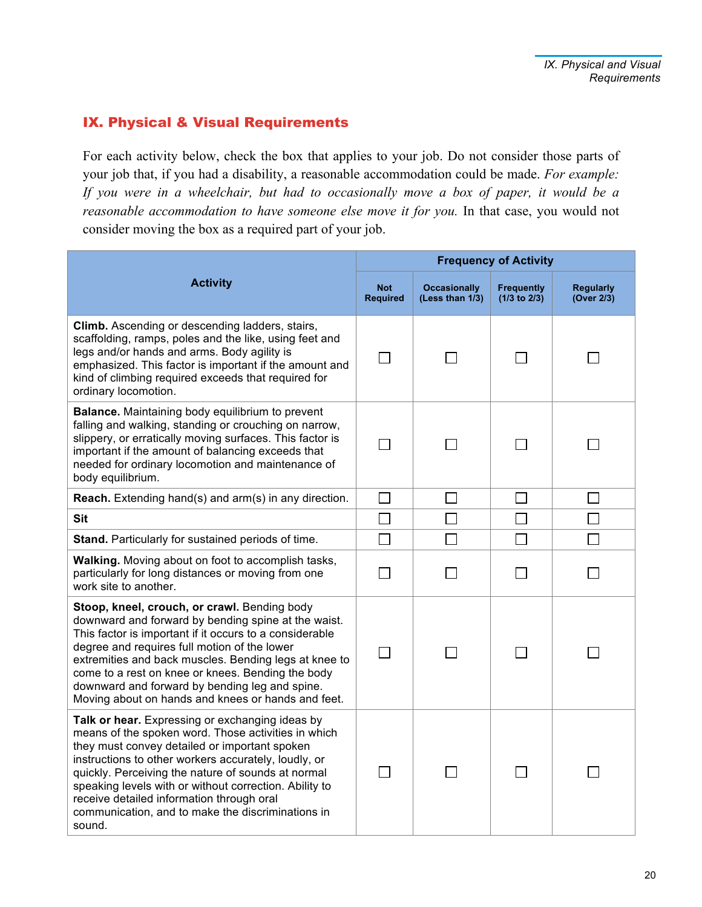## IX. Physical & Visual Requirements

For each activity below, check the box that applies to your job. Do not consider those parts of your job that, if you had a disability, a reasonable accommodation could be made. *For example: If you were in a wheelchair, but had to occasionally move a box of paper, it would be a reasonable accommodation to have someone else move it for you.* In that case, you would not consider moving the box as a required part of your job.

| Activity | Frequency of Activity | | | |
|---|---|---|---|---|
| | Not Required | Occasionally (Less than 1/3) | Frequently (1/3 to 2/3) | Regularly (Over 2/3) |
| **Climb.** Ascending or descending ladders, stairs, scaffolding, ramps, poles and the like, using feet and legs and/or hands and arms. Body agility is emphasized. This factor is important if the amount and kind of climbing required exceeds that required for ordinary locomotion. | ☐ | ☐ | ☐ | ☐ |
| **Balance.** Maintaining body equilibrium to prevent falling and walking, standing or crouching on narrow, slippery, or erratically moving surfaces. This factor is important if the amount of balancing exceeds that needed for ordinary locomotion and maintenance of body equilibrium. | ☐ | ☐ | ☐ | ☐ |
| **Reach.** Extending hand(s) and arm(s) in any direction. | ☐ | ☐ | ☐ | ☐ |
| **Sit** | ☐ | ☐ | ☐ | ☐ |
| **Stand.** Particularly for sustained periods of time. | ☐ | ☐ | ☐ | ☐ |
| **Walking.** Moving about on foot to accomplish tasks, particularly for long distances or moving from one work site to another. | ☐ | ☐ | ☐ | ☐ |
| **Stoop, kneel, crouch, or crawl.** Bending body downward and forward by bending spine at the waist. This factor is important if it occurs to a considerable degree and requires full motion of the lower extremities and back muscles. Bending legs at knee to come to a rest on knee or knees. Bending the body downward and forward by bending leg and spine. Moving about on hands and knees or hands and feet. | ☐ | ☐ | ☐ | ☐ |
| **Talk or hear.** Expressing or exchanging ideas by means of the spoken word. Those activities in which they must convey detailed or important spoken instructions to other workers accurately, loudly, or quickly. Perceiving the nature of sounds at normal speaking levels with or without correction. Ability to receive detailed information through oral communication, and to make the discriminations in sound. | ☐ | ☐ | ☐ | ☐ |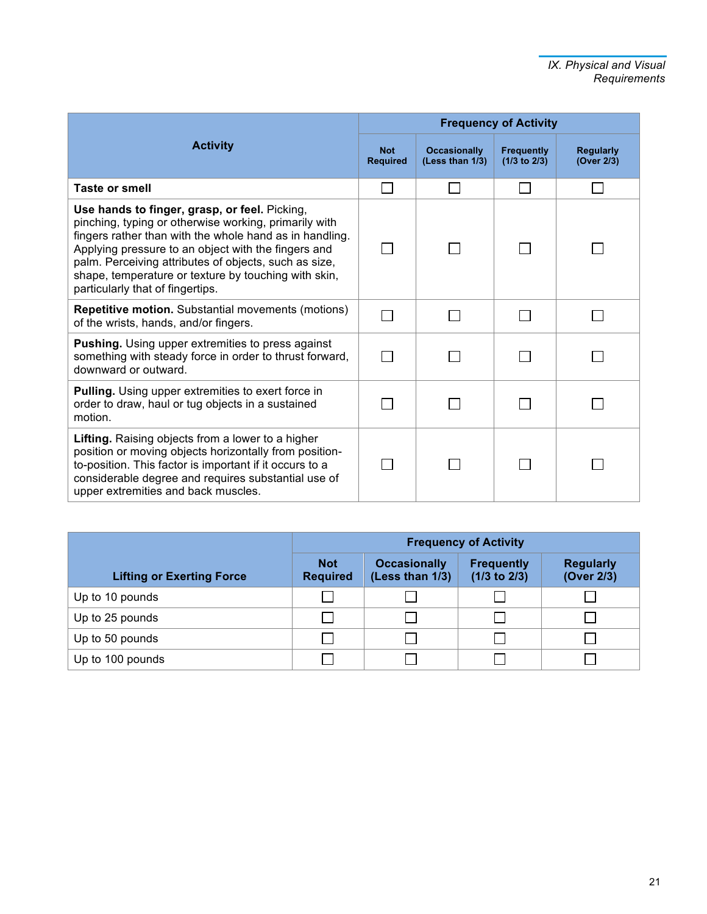| Activity | Frequency of Activity | | | |
|---|---|---|---|---|
| | Not Required | Occasionally (Less than 1/3) | Frequently (1/3 to 2/3) | Regularly (Over 2/3) |
| **Taste or smell** | ☐ | ☐ | ☐ | ☐ |
| **Use hands to finger, grasp, or feel.** Picking, pinching, typing or otherwise working, primarily with fingers rather than with the whole hand as in handling. Applying pressure to an object with the fingers and palm. Perceiving attributes of objects, such as size, shape, temperature or texture by touching with skin, particularly that of fingertips. | ☐ | ☐ | ☐ | ☐ |
| **Repetitive motion.** Substantial movements (motions) of the wrists, hands, and/or fingers. | ☐ | ☐ | ☐ | ☐ |
| **Pushing.** Using upper extremities to press against something with steady force in order to thrust forward, downward or outward. | ☐ | ☐ | ☐ | ☐ |
| **Pulling.** Using upper extremities to exert force in order to draw, haul or tug objects in a sustained motion. | ☐ | ☐ | ☐ | ☐ |
| **Lifting.** Raising objects from a lower to a higher position or moving objects horizontally from position-to-position. This factor is important if it occurs to a considerable degree and requires substantial use of upper extremities and back muscles. | ☐ | ☐ | ☐ | ☐ |

| Lifting or Exerting Force | Frequency of Activity | | | |
|---|---|---|---|---|
| | Not Required | Occasionally (Less than 1/3) | Frequently (1/3 to 2/3) | Regularly (Over 2/3) |
| Up to 10 pounds | ☐ | ☐ | ☐ | ☐ |
| Up to 25 pounds | ☐ | ☐ | ☐ | ☐ |
| Up to 50 pounds | ☐ | ☐ | ☐ | ☐ |
| Up to 100 pounds | ☐ | ☐ | ☐ | ☐ |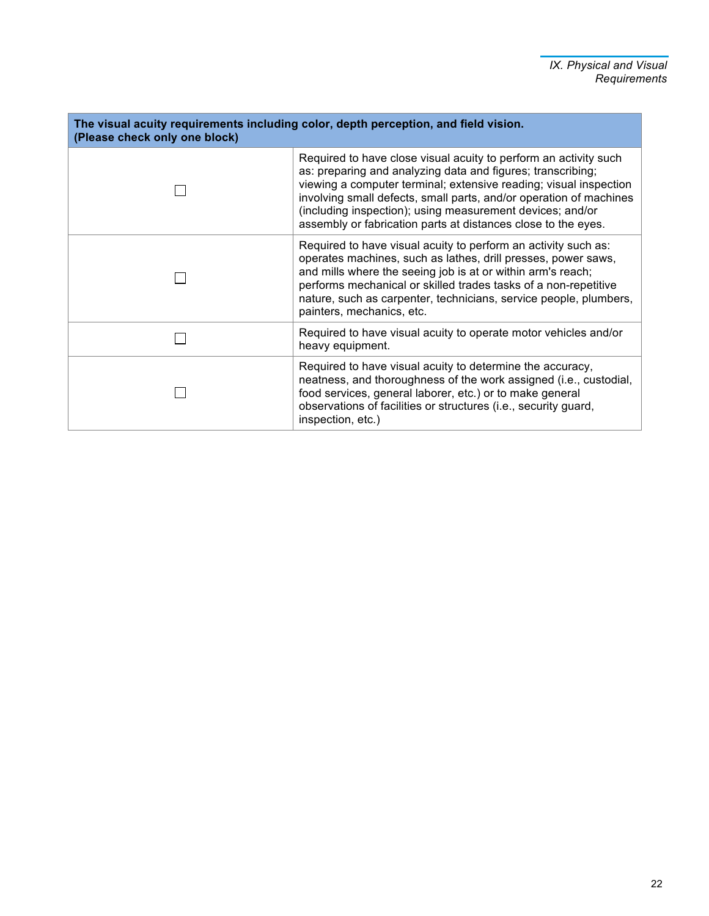| The visual acuity requirements including color, depth perception, and field vision. (Please check only one block) | |
|---|---|
| ☐ | Required to have close visual acuity to perform an activity such as: preparing and analyzing data and figures; transcribing; viewing a computer terminal; extensive reading; visual inspection involving small defects, small parts, and/or operation of machines (including inspection); using measurement devices; and/or assembly or fabrication parts at distances close to the eyes. |
| ☐ | Required to have visual acuity to perform an activity such as: operates machines, such as lathes, drill presses, power saws, and mills where the seeing job is at or within arm's reach; performs mechanical or skilled trades tasks of a non-repetitive nature, such as carpenter, technicians, service people, plumbers, painters, mechanics, etc. |
| ☐ | Required to have visual acuity to operate motor vehicles and/or heavy equipment. |
| ☐ | Required to have visual acuity to determine the accuracy, neatness, and thoroughness of the work assigned (i.e., custodial, food services, general laborer, etc.) or to make general observations of facilities or structures (i.e., security guard, inspection, etc.) |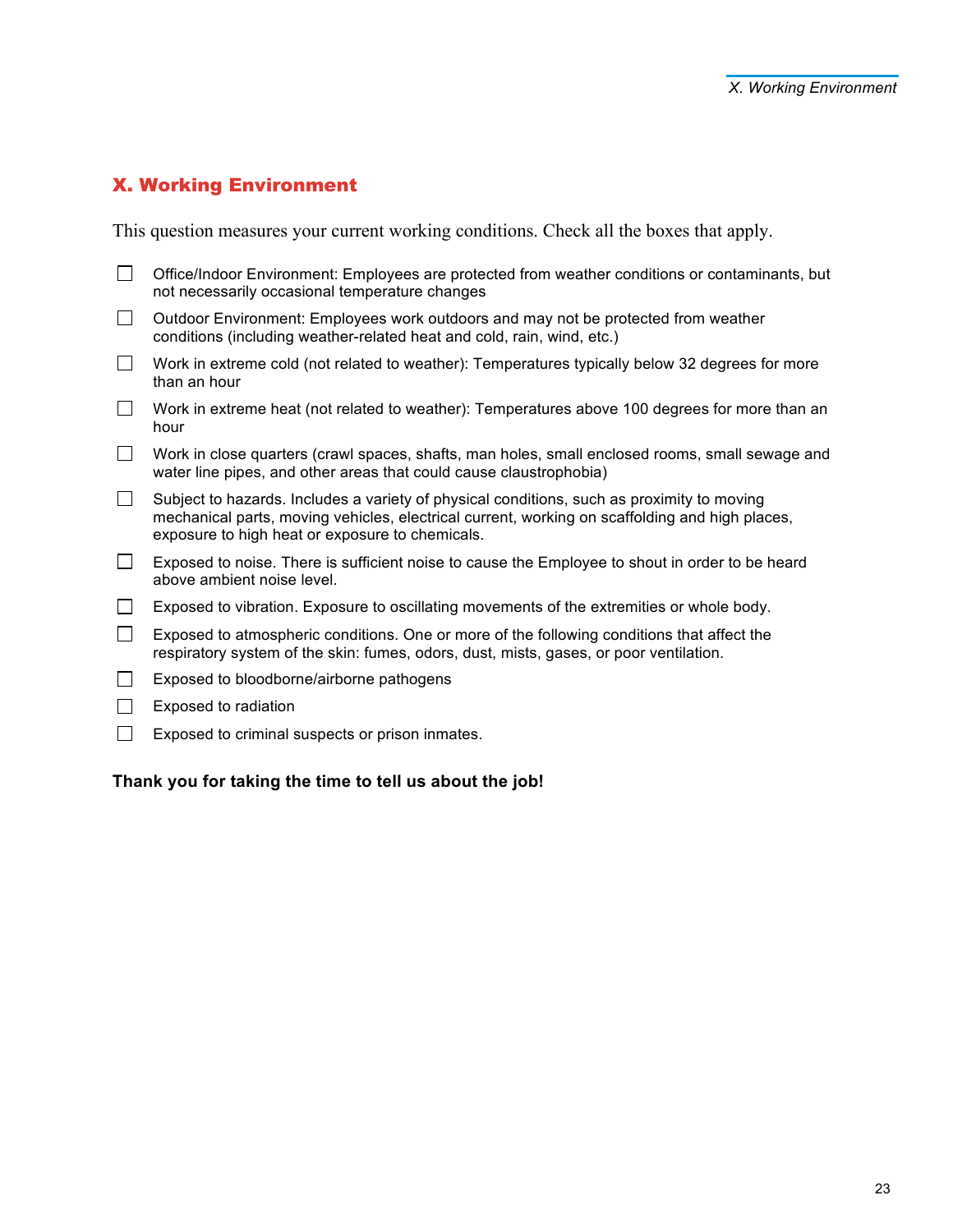## X. Working Environment

This question measures your current working conditions. Check all the boxes that apply.

- ☐ Office/Indoor Environment: Employees are protected from weather conditions or contaminants, but not necessarily occasional temperature changes
- ☐ Outdoor Environment: Employees work outdoors and may not be protected from weather conditions (including weather-related heat and cold, rain, wind, etc.)
- ☐ Work in extreme cold (not related to weather): Temperatures typically below 32 degrees for more than an hour
- ☐ Work in extreme heat (not related to weather): Temperatures above 100 degrees for more than an hour
- ☐ Work in close quarters (crawl spaces, shafts, man holes, small enclosed rooms, small sewage and water line pipes, and other areas that could cause claustrophobia)
- ☐ Subject to hazards. Includes a variety of physical conditions, such as proximity to moving mechanical parts, moving vehicles, electrical current, working on scaffolding and high places, exposure to high heat or exposure to chemicals.
- ☐ Exposed to noise. There is sufficient noise to cause the Employee to shout in order to be heard above ambient noise level.
- ☐ Exposed to vibration. Exposure to oscillating movements of the extremities or whole body.
- ☐ Exposed to atmospheric conditions. One or more of the following conditions that affect the respiratory system of the skin: fumes, odors, dust, mists, gases, or poor ventilation.
- ☐ Exposed to bloodborne/airborne pathogens
- ☐ Exposed to radiation
- ☐ Exposed to criminal suspects or prison inmates.

**Thank you for taking the time to tell us about the job!**